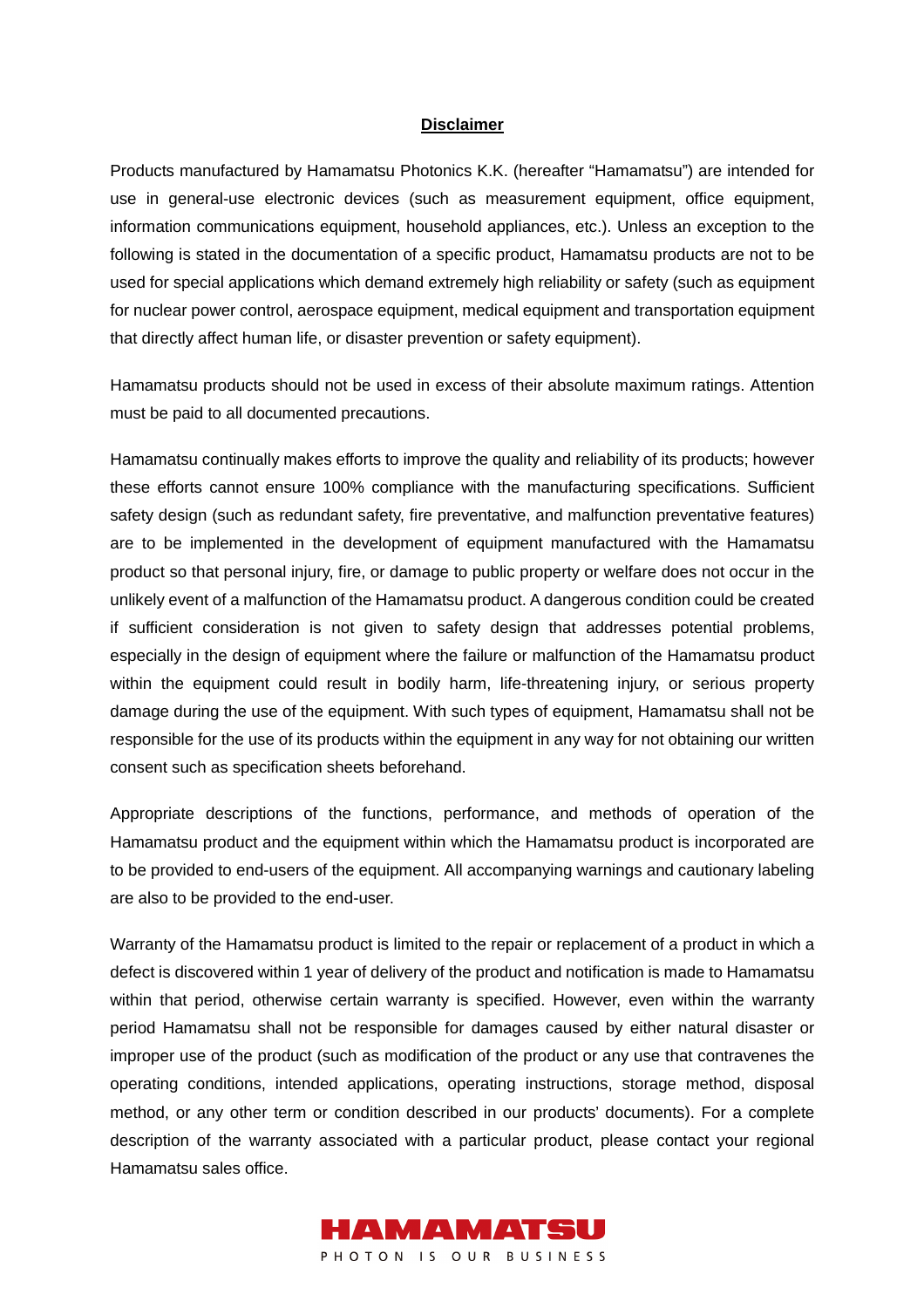# Disclaimer

Products manufactured by Hamamatsu Photonics K.K. (hereafter "Hamamatsu") are intended for use in general-use electronic devices (such as measurement equipment, office equipment, information communications equipment, household appliances, etc.). Unless an exception to the following is stated in the documentation of a specific product, Hamamatsu products are not to be used for special applications which demand extremely high reliability or safety (such as equipment for nuclear power control, aerospace equipment, medical equipment and transportation equipment that directly affect human life, or disaster prevention or safety equipment).

Hamamatsu products should not be used in excess of their absolute maximum ratings. Attention must be paid to all documented precautions.

Hamamatsu continually makes efforts to improve the quality and reliability of its products; however these efforts cannot ensure 100% compliance with the manufacturing specifications. Sufficient safety design (such as redundant safety, fire preventative, and malfunction preventative features) are to be implemented in the development of equipment manufactured with the Hamamatsu product so that personal injury, fire, or damage to public property or welfare does not occur in the unlikely event of a malfunction of the Hamamatsu product. A dangerous condition could be created if sufficient consideration is not given to safety design that addresses potential problems, especially in the design of equipment where the failure or malfunction of the Hamamatsu product within the equipment could result in bodily harm, life-threatening injury, or serious property damage during the use of the equipment. With such types of equipment, Hamamatsu shall not be responsible for the use of its products within the equipment in any way for not obtaining our written consent such as specification sheets beforehand.

Appropriate descriptions of the functions, performance, and methods of operation of the Hamamatsu product and the equipment within which the Hamamatsu product is incorporated are to be provided to end-users of the equipment. All accompanying warnings and cautionary labeling are also to be provided to the end-user.

Warranty of the Hamamatsu product is limited to the repair or replacement of a product in which a defect is discovered within 1 year of delivery of the product and notification is made to Hamamatsu within that period, otherwise certain warranty is specified. However, even within the warranty period Hamamatsu shall not be responsible for damages caused by either natural disaster or improper use of the product (such as modification of the product or any use that contravenes the operating conditions, intended applications, operating instructions, storage method, disposal method, or any other term or condition described in our products' documents). For a complete description of the warranty associated with a particular product, please contact your regional Hamamatsu sales office.

HAMAMATSU

PHOTON IS OUR BUSINESS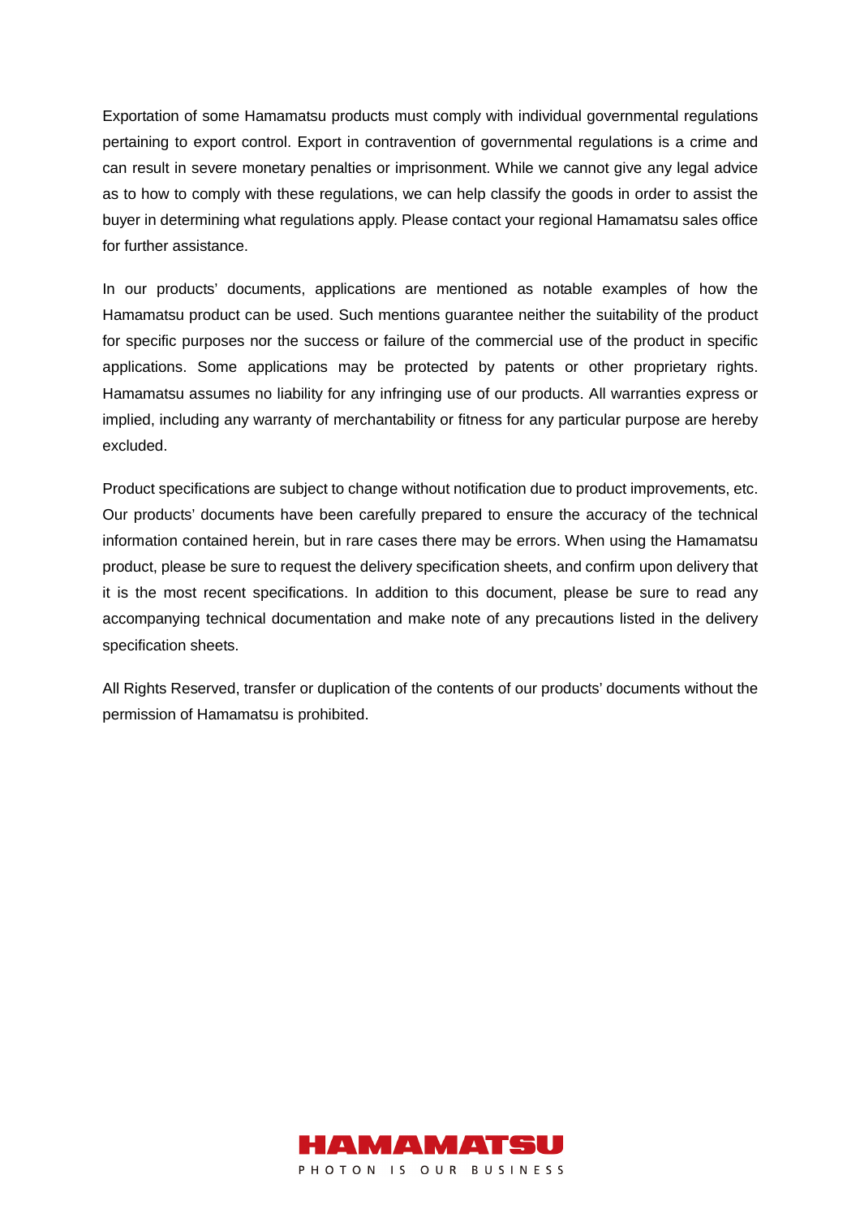Exportation of some Hamamatsu products must comply with individual governmental regulations pertaining to export control. Export in contravention of governmental regulations is a crime and can result in severe monetary penalties or imprisonment. While we cannot give any legal advice as to how to comply with these regulations, we can help classify the goods in order to assist the buyer in determining what regulations apply. Please contact your regional Hamamatsu sales office for further assistance.

In our products' documents, applications are mentioned as notable examples of how the Hamamatsu product can be used. Such mentions guarantee neither the suitability of the product for specific purposes nor the success or failure of the commercial use of the product in specific applications. Some applications may be protected by patents or other proprietary rights. Hamamatsu assumes no liability for any infringing use of our products. All warranties express or implied, including any warranty of merchantability or fitness for any particular purpose are hereby excluded.

Product specifications are subject to change without notification due to product improvements, etc. Our products' documents have been carefully prepared to ensure the accuracy of the technical information contained herein, but in rare cases there may be errors. When using the Hamamatsu product, please be sure to request the delivery specification sheets, and confirm upon delivery that it is the most recent specifications. In addition to this document, please be sure to read any accompanying technical documentation and make note of any precautions listed in the delivery specification sheets.

All Rights Reserved, transfer or duplication of the contents of our products' documents without the permission of Hamamatsu is prohibited.

HAMAMATSU

PHOTON IS OUR BUSINESS